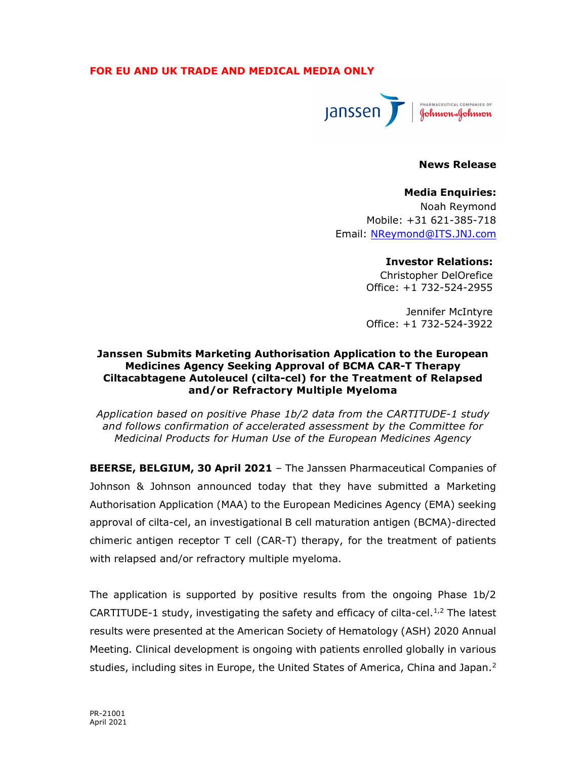**FOR EU AND UK TRADE AND MEDICAL MEDIA ONLY**

**News Release**

**Media Enquiries:**
Noah Reymond
Mobile: +31 621-385-718
Email: NReymond@ITS.JNJ.com

**Investor Relations:**
Christopher DelOrefice
Office: +1 732-524-2955

Jennifer McIntyre
Office: +1 732-524-3922

# Janssen Submits Marketing Authorisation Application to the European Medicines Agency Seeking Approval of BCMA CAR-T Therapy Ciltacabtagene Autoleucel (cilta-cel) for the Treatment of Relapsed and/or Refractory Multiple Myeloma

*Application based on positive Phase 1b/2 data from the CARTITUDE-1 study and follows confirmation of accelerated assessment by the Committee for Medicinal Products for Human Use of the European Medicines Agency*

**BEERSE, BELGIUM, 30 April 2021** – The Janssen Pharmaceutical Companies of Johnson & Johnson announced today that they have submitted a Marketing Authorisation Application (MAA) to the European Medicines Agency (EMA) seeking approval of cilta-cel, an investigational B cell maturation antigen (BCMA)-directed chimeric antigen receptor T cell (CAR-T) therapy, for the treatment of patients with relapsed and/or refractory multiple myeloma.

The application is supported by positive results from the ongoing Phase 1b/2 CARTITUDE-1 study, investigating the safety and efficacy of cilta-cel.[1,2] The latest results were presented at the American Society of Hematology (ASH) 2020 Annual Meeting. Clinical development is ongoing with patients enrolled globally in various studies, including sites in Europe, the United States of America, China and Japan.[2]

PR-21001
April 2021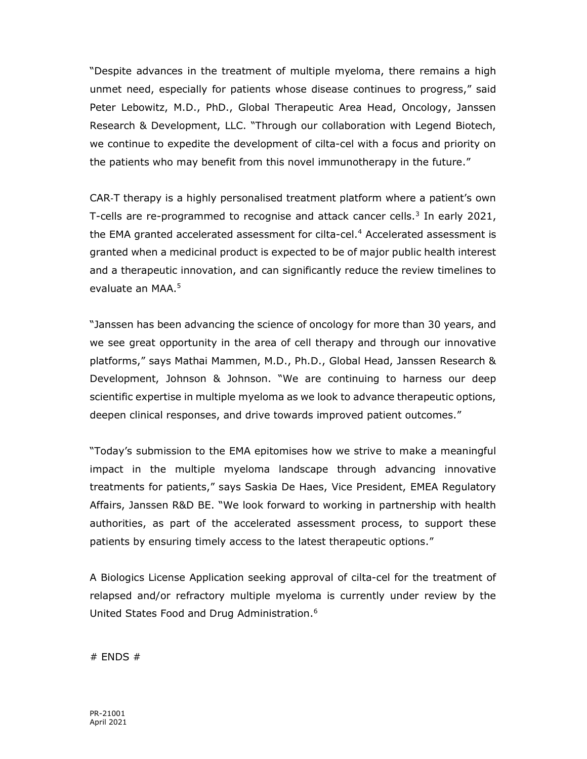"Despite advances in the treatment of multiple myeloma, there remains a high unmet need, especially for patients whose disease continues to progress," said Peter Lebowitz, M.D., PhD., Global Therapeutic Area Head, Oncology, Janssen Research & Development, LLC. "Through our collaboration with Legend Biotech, we continue to expedite the development of cilta-cel with a focus and priority on the patients who may benefit from this novel immunotherapy in the future."

CAR-T therapy is a highly personalised treatment platform where a patient's own T-cells are re-programmed to recognise and attack cancer cells.[3] In early 2021, the EMA granted accelerated assessment for cilta-cel.[4] Accelerated assessment is granted when a medicinal product is expected to be of major public health interest and a therapeutic innovation, and can significantly reduce the review timelines to evaluate an MAA.[5]

"Janssen has been advancing the science of oncology for more than 30 years, and we see great opportunity in the area of cell therapy and through our innovative platforms," says Mathai Mammen, M.D., Ph.D., Global Head, Janssen Research & Development, Johnson & Johnson. "We are continuing to harness our deep scientific expertise in multiple myeloma as we look to advance therapeutic options, deepen clinical responses, and drive towards improved patient outcomes."

"Today's submission to the EMA epitomises how we strive to make a meaningful impact in the multiple myeloma landscape through advancing innovative treatments for patients," says Saskia De Haes, Vice President, EMEA Regulatory Affairs, Janssen R&D BE. "We look forward to working in partnership with health authorities, as part of the accelerated assessment process, to support these patients by ensuring timely access to the latest therapeutic options."

A Biologics License Application seeking approval of cilta-cel for the treatment of relapsed and/or refractory multiple myeloma is currently under review by the United States Food and Drug Administration.[6]

# ENDS #

PR-21001
April 2021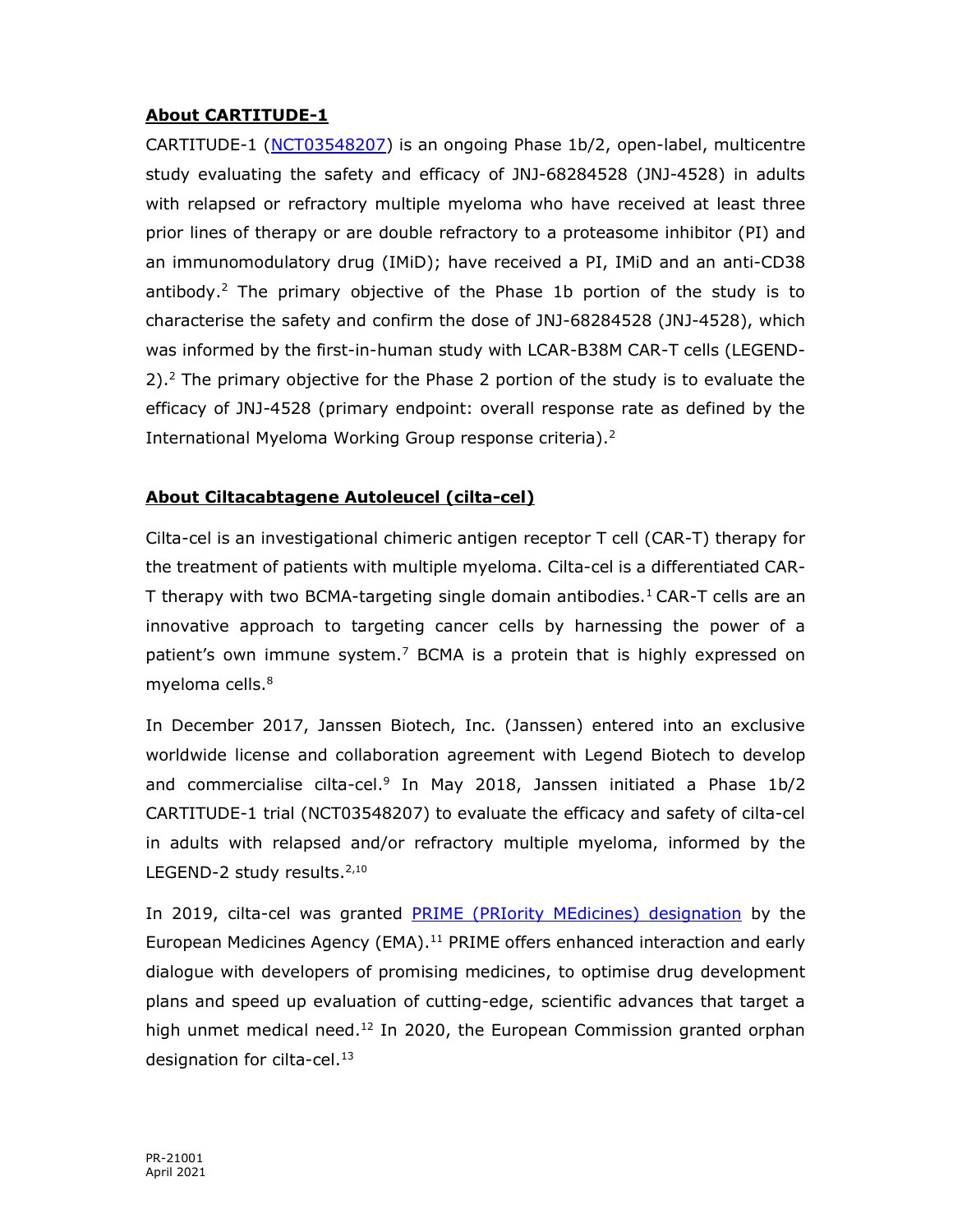## About CARTITUDE-1

CARTITUDE-1 ([NCT03548207](NCT03548207)) is an ongoing Phase 1b/2, open-label, multicentre study evaluating the safety and efficacy of JNJ-68284528 (JNJ-4528) in adults with relapsed or refractory multiple myeloma who have received at least three prior lines of therapy or are double refractory to a proteasome inhibitor (PI) and an immunomodulatory drug (IMiD); have received a PI, IMiD and an anti-CD38 antibody.[2] The primary objective of the Phase 1b portion of the study is to characterise the safety and confirm the dose of JNJ-68284528 (JNJ-4528), which was informed by the first-in-human study with LCAR-B38M CAR-T cells (LEGEND-2).[2] The primary objective for the Phase 2 portion of the study is to evaluate the efficacy of JNJ-4528 (primary endpoint: overall response rate as defined by the International Myeloma Working Group response criteria).[2]

## About Ciltacabtagene Autoleucel (cilta-cel)

Cilta-cel is an investigational chimeric antigen receptor T cell (CAR-T) therapy for the treatment of patients with multiple myeloma. Cilta-cel is a differentiated CAR-T therapy with two BCMA-targeting single domain antibodies.[1] CAR-T cells are an innovative approach to targeting cancer cells by harnessing the power of a patient's own immune system.[7] BCMA is a protein that is highly expressed on myeloma cells.[8]

In December 2017, Janssen Biotech, Inc. (Janssen) entered into an exclusive worldwide license and collaboration agreement with Legend Biotech to develop and commercialise cilta-cel.[9] In May 2018, Janssen initiated a Phase 1b/2 CARTITUDE-1 trial (NCT03548207) to evaluate the efficacy and safety of cilta-cel in adults with relapsed and/or refractory multiple myeloma, informed by the LEGEND-2 study results.[2,10]

In 2019, cilta-cel was granted PRIME (PRIority MEdicines) designation by the European Medicines Agency (EMA).[11] PRIME offers enhanced interaction and early dialogue with developers of promising medicines, to optimise drug development plans and speed up evaluation of cutting-edge, scientific advances that target a high unmet medical need.[12] In 2020, the European Commission granted orphan designation for cilta-cel.[13]

PR-21001
April 2021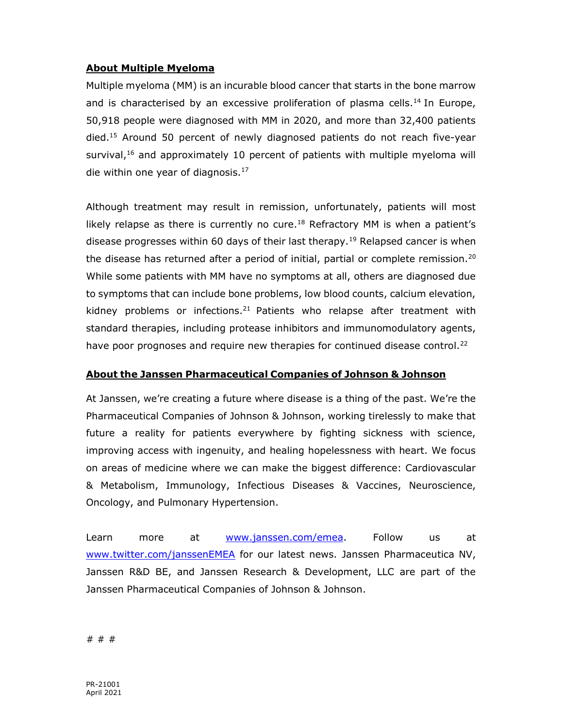## About Multiple Myeloma

Multiple myeloma (MM) is an incurable blood cancer that starts in the bone marrow and is characterised by an excessive proliferation of plasma cells.[14] In Europe, 50,918 people were diagnosed with MM in 2020, and more than 32,400 patients died.[15] Around 50 percent of newly diagnosed patients do not reach five-year survival,[16] and approximately 10 percent of patients with multiple myeloma will die within one year of diagnosis.[17]

Although treatment may result in remission, unfortunately, patients will most likely relapse as there is currently no cure.[18] Refractory MM is when a patient's disease progresses within 60 days of their last therapy.[19] Relapsed cancer is when the disease has returned after a period of initial, partial or complete remission.[20] While some patients with MM have no symptoms at all, others are diagnosed due to symptoms that can include bone problems, low blood counts, calcium elevation, kidney problems or infections.[21] Patients who relapse after treatment with standard therapies, including protease inhibitors and immunomodulatory agents, have poor prognoses and require new therapies for continued disease control.[22]

## About the Janssen Pharmaceutical Companies of Johnson & Johnson

At Janssen, we're creating a future where disease is a thing of the past. We're the Pharmaceutical Companies of Johnson & Johnson, working tirelessly to make that future a reality for patients everywhere by fighting sickness with science, improving access with ingenuity, and healing hopelessness with heart. We focus on areas of medicine where we can make the biggest difference: Cardiovascular & Metabolism, Immunology, Infectious Diseases & Vaccines, Neuroscience, Oncology, and Pulmonary Hypertension.

Learn more at www.janssen.com/emea. Follow us at www.twitter.com/janssenEMEA for our latest news. Janssen Pharmaceutica NV, Janssen R&D BE, and Janssen Research & Development, LLC are part of the Janssen Pharmaceutical Companies of Johnson & Johnson.

# # #

PR-21001
April 2021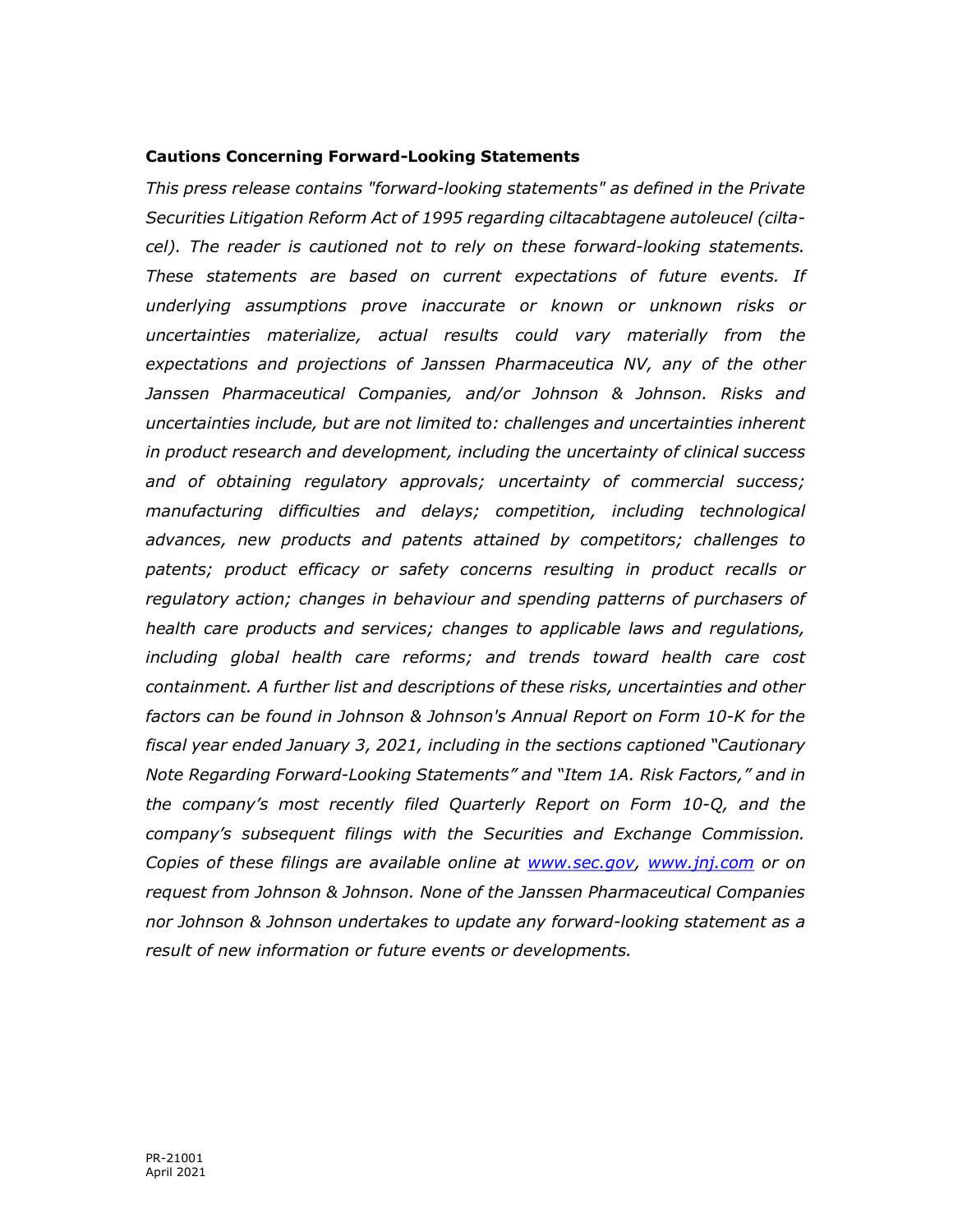**Cautions Concerning Forward-Looking Statements**

*This press release contains "forward-looking statements" as defined in the Private Securities Litigation Reform Act of 1995 regarding ciltacabtagene autoleucel (cilta-cel). The reader is cautioned not to rely on these forward-looking statements. These statements are based on current expectations of future events. If underlying assumptions prove inaccurate or known or unknown risks or uncertainties materialize, actual results could vary materially from the expectations and projections of Janssen Pharmaceutica NV, any of the other Janssen Pharmaceutical Companies, and/or Johnson & Johnson. Risks and uncertainties include, but are not limited to: challenges and uncertainties inherent in product research and development, including the uncertainty of clinical success and of obtaining regulatory approvals; uncertainty of commercial success; manufacturing difficulties and delays; competition, including technological advances, new products and patents attained by competitors; challenges to patents; product efficacy or safety concerns resulting in product recalls or regulatory action; changes in behaviour and spending patterns of purchasers of health care products and services; changes to applicable laws and regulations, including global health care reforms; and trends toward health care cost containment. A further list and descriptions of these risks, uncertainties and other factors can be found in Johnson & Johnson's Annual Report on Form 10-K for the fiscal year ended January 3, 2021, including in the sections captioned "Cautionary Note Regarding Forward-Looking Statements" and "Item 1A. Risk Factors," and in the company's most recently filed Quarterly Report on Form 10-Q, and the company's subsequent filings with the Securities and Exchange Commission. Copies of these filings are available online at [www.sec.gov](http://www.sec.gov), [www.jnj.com](http://www.jnj.com) or on request from Johnson & Johnson. None of the Janssen Pharmaceutical Companies nor Johnson & Johnson undertakes to update any forward-looking statement as a result of new information or future events or developments.*

PR-21001
April 2021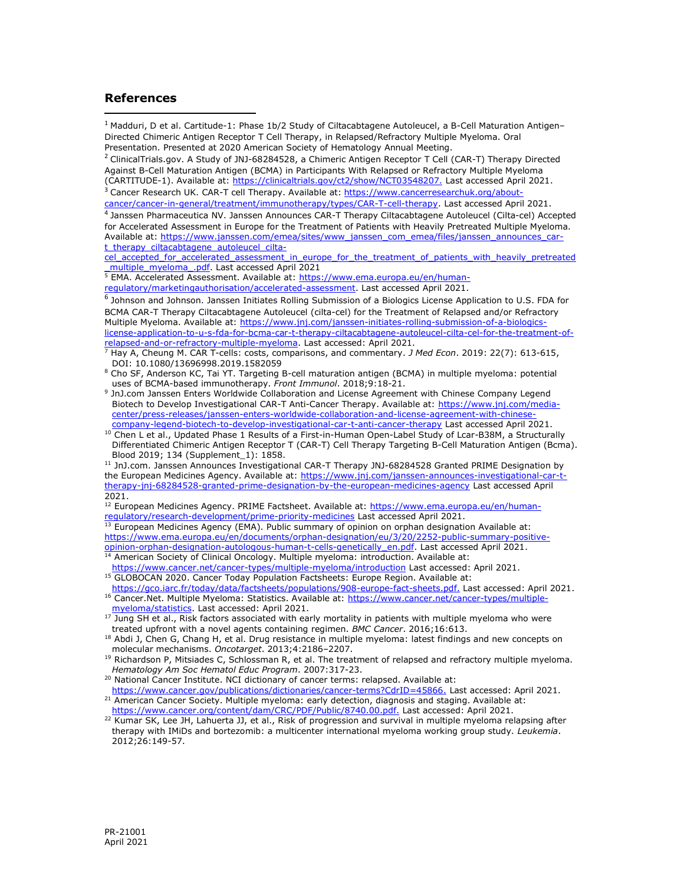## References

[1] Madduri, D et al. Cartitude-1: Phase 1b/2 Study of Ciltacabtagene Autoleucel, a B-Cell Maturation Antigen–Directed Chimeric Antigen Receptor T Cell Therapy, in Relapsed/Refractory Multiple Myeloma. Oral Presentation. Presented at 2020 American Society of Hematology Annual Meeting.

[2] ClinicalTrials.gov. A Study of JNJ-68284528, a Chimeric Antigen Receptor T Cell (CAR-T) Therapy Directed Against B-Cell Maturation Antigen (BCMA) in Participants With Relapsed or Refractory Multiple Myeloma (CARTITUDE-1). Available at: https://clinicaltrials.gov/ct2/show/NCT03548207. Last accessed April 2021.

[3] Cancer Research UK. CAR-T cell Therapy. Available at: https://www.cancerresearchuk.org/about-cancer/cancer-in-general/treatment/immunotherapy/types/CAR-T-cell-therapy. Last accessed April 2021.

[4] Janssen Pharmaceutica NV. Janssen Announces CAR-T Therapy Ciltacabtagene Autoleucel (Cilta-cel) Accepted for Accelerated Assessment in Europe for the Treatment of Patients with Heavily Pretreated Multiple Myeloma. Available at: https://www.janssen.com/emea/sites/www_janssen_com_emea/files/janssen_announces_car-t_therapy_ciltacabtagene_autoleucel_cilta-cel_accepted_for_accelerated_assessment_in_europe_for_the_treatment_of_patients_with_heavily_pretreated_multiple_myeloma_.pdf. Last accessed April 2021

[5] EMA. Accelerated Assessment. Available at: https://www.ema.europa.eu/en/human-regulatory/marketingauthorisation/accelerated-assessment. Last accessed April 2021.

[6] Johnson and Johnson. Janssen Initiates Rolling Submission of a Biologics License Application to U.S. FDA for BCMA CAR-T Therapy Ciltacabtagene Autoleucel (cilta-cel) for the Treatment of Relapsed and/or Refractory Multiple Myeloma. Available at: https://www.jnj.com/janssen-initiates-rolling-submission-of-a-biologics-license-application-to-u-s-fda-for-bcma-car-t-therapy-ciltacabtagene-autoleucel-cilta-cel-for-the-treatment-of-relapsed-and-or-refractory-multiple-myeloma. Last accessed: April 2021.

[7] Hay A, Cheung M. CAR T-cells: costs, comparisons, and commentary. *J Med Econ*. 2019: 22(7): 613-615, DOI: 10.1080/13696998.2019.1582059

[8] Cho SF, Anderson KC, Tai YT. Targeting B-cell maturation antigen (BCMA) in multiple myeloma: potential uses of BCMA-based immunotherapy. *Front Immunol*. 2018;9:18-21.

[9] JnJ.com Janssen Enters Worldwide Collaboration and License Agreement with Chinese Company Legend Biotech to Develop Investigational CAR-T Anti-Cancer Therapy. Available at: https://www.jnj.com/media-center/press-releases/janssen-enters-worldwide-collaboration-and-license-agreement-with-chinese-company-legend-biotech-to-develop-investigational-car-t-anti-cancer-therapy Last accessed April 2021.

[10] Chen L et al., Updated Phase 1 Results of a First-in-Human Open-Label Study of Lcar-B38M, a Structurally Differentiated Chimeric Antigen Receptor T (CAR-T) Cell Therapy Targeting B-Cell Maturation Antigen (Bcma). Blood 2019; 134 (Supplement_1): 1858.

[11] JnJ.com. Janssen Announces Investigational CAR-T Therapy JNJ-68284528 Granted PRIME Designation by the European Medicines Agency. Available at: https://www.jnj.com/janssen-announces-investigational-car-t-therapy-jnj-68284528-granted-prime-designation-by-the-european-medicines-agency Last accessed April 2021.

[12] European Medicines Agency. PRIME Factsheet. Available at: https://www.ema.europa.eu/en/human-regulatory/research-development/prime-priority-medicines Last accessed April 2021.

[13] European Medicines Agency (EMA). Public summary of opinion on orphan designation Available at: https://www.ema.europa.eu/en/documents/orphan-designation/eu/3/20/2252-public-summary-positive-opinion-orphan-designation-autologous-human-t-cells-genetically_en.pdf. Last accessed April 2021.

[14] American Society of Clinical Oncology. Multiple myeloma: introduction. Available at: https://www.cancer.net/cancer-types/multiple-myeloma/introduction Last accessed: April 2021.

[15] GLOBOCAN 2020. Cancer Today Population Factsheets: Europe Region. Available at: https://gco.iarc.fr/today/data/factsheets/populations/908-europe-fact-sheets.pdf. Last accessed: April 2021.

[16] Cancer.Net. Multiple Myeloma: Statistics. Available at: https://www.cancer.net/cancer-types/multiple-myeloma/statistics. Last accessed: April 2021.

[17] Jung SH et al., Risk factors associated with early mortality in patients with multiple myeloma who were treated upfront with a novel agents containing regimen. *BMC Cancer*. 2016;16:613.

[18] Abdi J, Chen G, Chang H, et al. Drug resistance in multiple myeloma: latest findings and new concepts on molecular mechanisms. *Oncotarget*. 2013;4:2186–2207.

[19] Richardson P, Mitsiades C, Schlossman R, et al. The treatment of relapsed and refractory multiple myeloma. *Hematology Am Soc Hematol Educ Program*. 2007:317-23.

[20] National Cancer Institute. NCI dictionary of cancer terms: relapsed. Available at: https://www.cancer.gov/publications/dictionaries/cancer-terms?CdrID=45866. Last accessed: April 2021.

[21] American Cancer Society. Multiple myeloma: early detection, diagnosis and staging. Available at: https://www.cancer.org/content/dam/CRC/PDF/Public/8740.00.pdf. Last accessed: April 2021.

[22] Kumar SK, Lee JH, Lahuerta JJ, et al., Risk of progression and survival in multiple myeloma relapsing after therapy with IMiDs and bortezomib: a multicenter international myeloma working group study. *Leukemia*. 2012;26:149-57.

PR-21001
April 2021